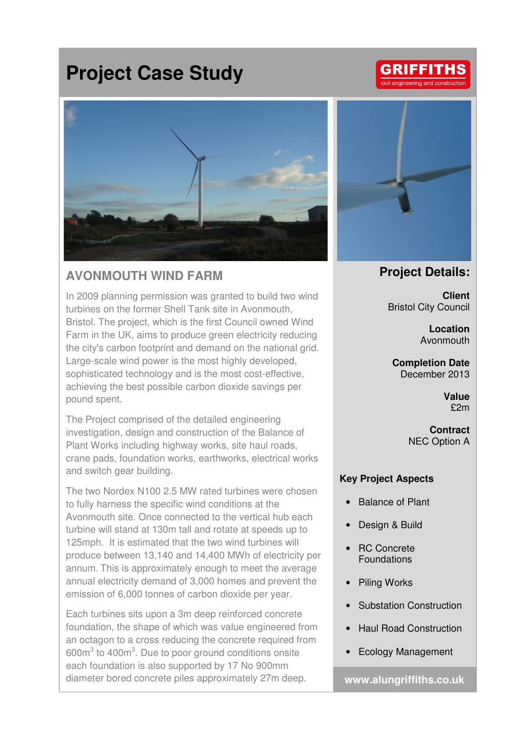# Project Case Study

GRIFFITHS
civil engineering and construction

## AVONMOUTH WIND FARM

In 2009 planning permission was granted to build two wind turbines on the former Shell Tank site in Avonmouth, Bristol. The project, which is the first Council owned Wind Farm in the UK, aims to produce green electricity reducing the city's carbon footprint and demand on the national grid. Large-scale wind power is the most highly developed, sophisticated technology and is the most cost-effective, achieving the best possible carbon dioxide savings per pound spent.

The Project comprised of the detailed engineering investigation, design and construction of the Balance of Plant Works including highway works, site haul roads, crane pads, foundation works, earthworks, electrical works and switch gear building.

The two Nordex N100 2.5 MW rated turbines were chosen to fully harness the specific wind conditions at the Avonmouth site. Once connected to the vertical hub each turbine will stand at 130m tall and rotate at speeds up to 125mph. It is estimated that the two wind turbines will produce between 13,140 and 14,400 MWh of electricity per annum. This is approximately enough to meet the average annual electricity demand of 3,000 homes and prevent the emission of 6,000 tonnes of carbon dioxide per year.

Each turbines sits upon a 3m deep reinforced concrete foundation, the shape of which was value engineered from an octagon to a cross reducing the concrete required from 600m$^3$ to 400m$^3$. Due to poor ground conditions onsite each foundation is also supported by 17 No 900mm diameter bored concrete piles approximately 27m deep.

## Project Details:

**Client**
Bristol City Council

**Location**
Avonmouth

**Completion Date**
December 2013

**Value**
£2m

**Contract**
NEC Option A

### Key Project Aspects

- Balance of Plant
- Design & Build
- RC Concrete Foundations
- Piling Works
- Substation Construction
- Haul Road Construction
- Ecology Management

www.alungriffiths.co.uk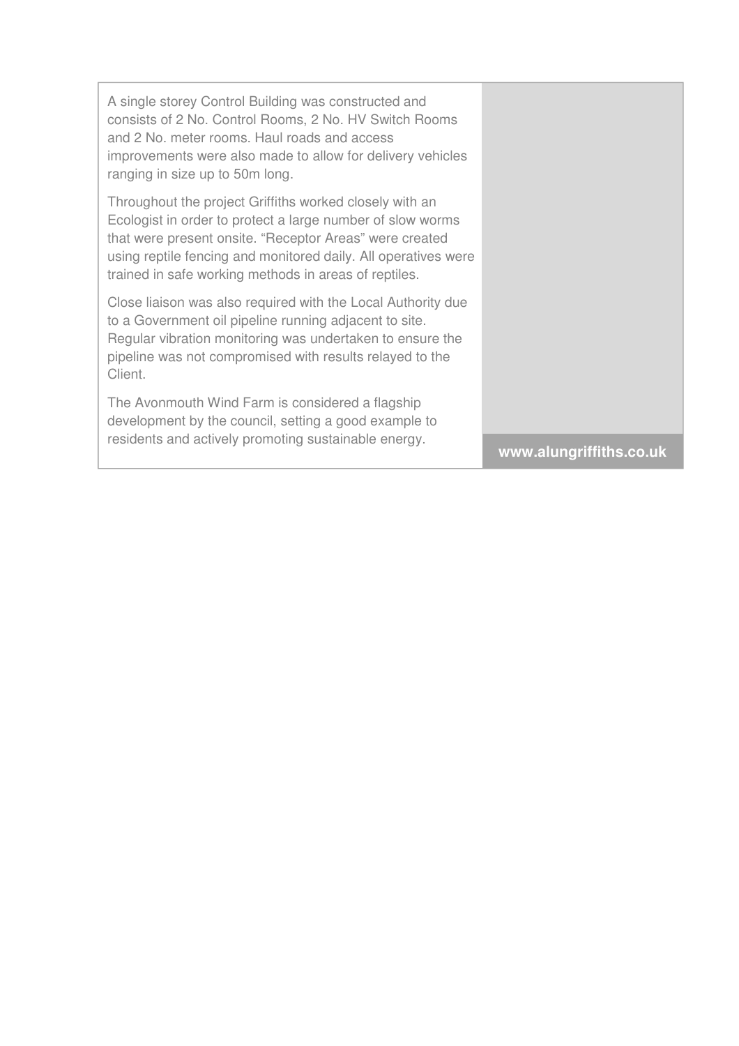A single storey Control Building was constructed and consists of 2 No. Control Rooms, 2 No. HV Switch Rooms and 2 No. meter rooms. Haul roads and access improvements were also made to allow for delivery vehicles ranging in size up to 50m long.

Throughout the project Griffiths worked closely with an Ecologist in order to protect a large number of slow worms that were present onsite. "Receptor Areas" were created using reptile fencing and monitored daily. All operatives were trained in safe working methods in areas of reptiles.

Close liaison was also required with the Local Authority due to a Government oil pipeline running adjacent to site. Regular vibration monitoring was undertaken to ensure the pipeline was not compromised with results relayed to the Client.

The Avonmouth Wind Farm is considered a flagship development by the council, setting a good example to residents and actively promoting sustainable energy.

**www.alungriffiths.co.uk**